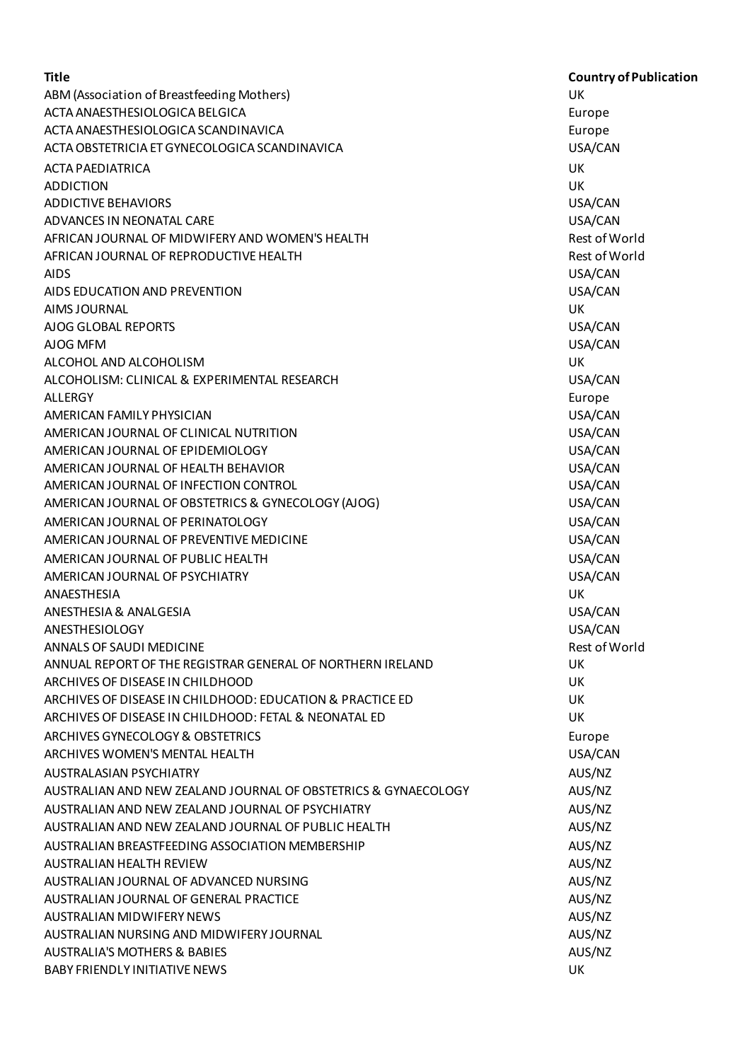| Title | Country of Publication |
| --- | --- |
| ABM (Association of Breastfeeding Mothers) | UK |
| ACTA ANAESTHESIOLOGICA BELGICA | Europe |
| ACTA ANAESTHESIOLOGICA SCANDINAVICA | Europe |
| ACTA OBSTETRICIA ET GYNECOLOGICA SCANDINAVICA | USA/CAN |
| ACTA PAEDIATRICA | UK |
| ADDICTION | UK |
| ADDICTIVE BEHAVIORS | USA/CAN |
| ADVANCES IN NEONATAL CARE | USA/CAN |
| AFRICAN JOURNAL OF MIDWIFERY AND WOMEN'S HEALTH | Rest of World |
| AFRICAN JOURNAL OF REPRODUCTIVE HEALTH | Rest of World |
| AIDS | USA/CAN |
| AIDS EDUCATION AND PREVENTION | USA/CAN |
| AIMS JOURNAL | UK |
| AJOG GLOBAL REPORTS | USA/CAN |
| AJOG MFM | USA/CAN |
| ALCOHOL AND ALCOHOLISM | UK |
| ALCOHOLISM: CLINICAL & EXPERIMENTAL RESEARCH | USA/CAN |
| ALLERGY | Europe |
| AMERICAN FAMILY PHYSICIAN | USA/CAN |
| AMERICAN JOURNAL OF CLINICAL NUTRITION | USA/CAN |
| AMERICAN JOURNAL OF EPIDEMIOLOGY | USA/CAN |
| AMERICAN JOURNAL OF HEALTH BEHAVIOR | USA/CAN |
| AMERICAN JOURNAL OF INFECTION CONTROL | USA/CAN |
| AMERICAN JOURNAL OF OBSTETRICS & GYNECOLOGY (AJOG) | USA/CAN |
| AMERICAN JOURNAL OF PERINATOLOGY | USA/CAN |
| AMERICAN JOURNAL OF PREVENTIVE MEDICINE | USA/CAN |
| AMERICAN JOURNAL OF PUBLIC HEALTH | USA/CAN |
| AMERICAN JOURNAL OF PSYCHIATRY | USA/CAN |
| ANAESTHESIA | UK |
| ANESTHESIA & ANALGESIA | USA/CAN |
| ANESTHESIOLOGY | USA/CAN |
| ANNALS OF SAUDI MEDICINE | Rest of World |
| ANNUAL REPORT OF THE REGISTRAR GENERAL OF NORTHERN IRELAND | UK |
| ARCHIVES OF DISEASE IN CHILDHOOD | UK |
| ARCHIVES OF DISEASE IN CHILDHOOD: EDUCATION & PRACTICE ED | UK |
| ARCHIVES OF DISEASE IN CHILDHOOD: FETAL & NEONATAL ED | UK |
| ARCHIVES GYNECOLOGY & OBSTETRICS | Europe |
| ARCHIVES WOMEN'S MENTAL HEALTH | USA/CAN |
| AUSTRALASIAN PSYCHIATRY | AUS/NZ |
| AUSTRALIAN AND NEW ZEALAND JOURNAL OF OBSTETRICS & GYNAECOLOGY | AUS/NZ |
| AUSTRALIAN AND NEW ZEALAND JOURNAL OF PSYCHIATRY | AUS/NZ |
| AUSTRALIAN AND NEW ZEALAND JOURNAL OF PUBLIC HEALTH | AUS/NZ |
| AUSTRALIAN BREASTFEEDING ASSOCIATION MEMBERSHIP | AUS/NZ |
| AUSTRALIAN HEALTH REVIEW | AUS/NZ |
| AUSTRALIAN JOURNAL OF ADVANCED NURSING | AUS/NZ |
| AUSTRALIAN JOURNAL OF GENERAL PRACTICE | AUS/NZ |
| AUSTRALIAN MIDWIFERY NEWS | AUS/NZ |
| AUSTRALIAN NURSING AND MIDWIFERY JOURNAL | AUS/NZ |
| AUSTRALIA'S MOTHERS & BABIES | AUS/NZ |
| BABY FRIENDLY INITIATIVE NEWS | UK |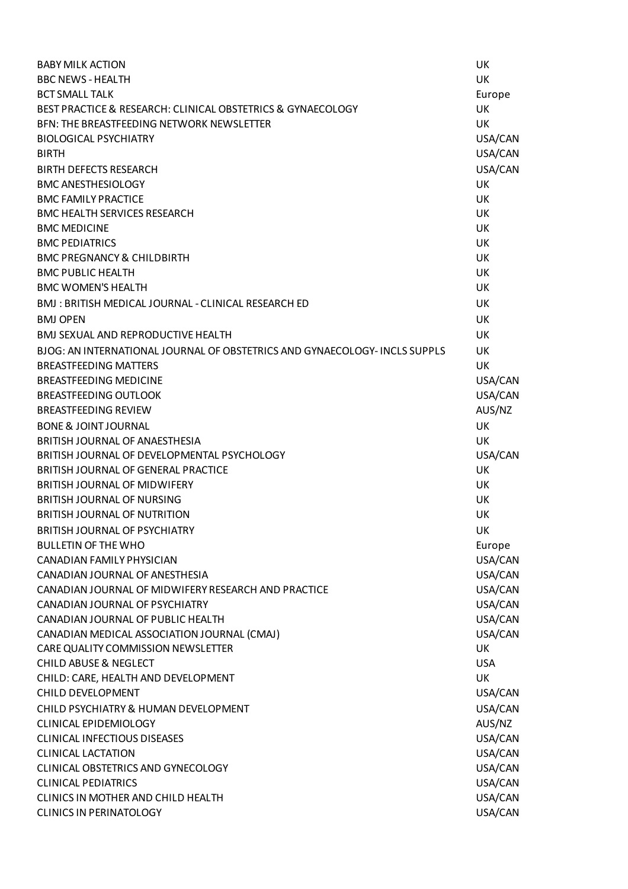| | |
|---|---|
| BABY MILK ACTION | UK |
| BBC NEWS - HEALTH | UK |
| BCT SMALL TALK | Europe |
| BEST PRACTICE & RESEARCH: CLINICAL OBSTETRICS & GYNAECOLOGY | UK |
| BFN: THE BREASTFEEDING NETWORK NEWSLETTER | UK |
| BIOLOGICAL PSYCHIATRY | USA/CAN |
| BIRTH | USA/CAN |
| BIRTH DEFECTS RESEARCH | USA/CAN |
| BMC ANESTHESIOLOGY | UK |
| BMC FAMILY PRACTICE | UK |
| BMC HEALTH SERVICES RESEARCH | UK |
| BMC MEDICINE | UK |
| BMC PEDIATRICS | UK |
| BMC PREGNANCY & CHILDBIRTH | UK |
| BMC PUBLIC HEALTH | UK |
| BMC WOMEN'S HEALTH | UK |
| BMJ : BRITISH MEDICAL JOURNAL - CLINICAL RESEARCH ED | UK |
| BMJ OPEN | UK |
| BMJ SEXUAL AND REPRODUCTIVE HEALTH | UK |
| BJOG: AN INTERNATIONAL JOURNAL OF OBSTETRICS AND GYNAECOLOGY- INCLS SUPPLS | UK |
| BREASTFEEDING MATTERS | UK |
| BREASTFEEDING MEDICINE | USA/CAN |
| BREASTFEEDING OUTLOOK | USA/CAN |
| BREASTFEEDING REVIEW | AUS/NZ |
| BONE & JOINT JOURNAL | UK |
| BRITISH JOURNAL OF ANAESTHESIA | UK |
| BRITISH JOURNAL OF DEVELOPMENTAL PSYCHOLOGY | USA/CAN |
| BRITISH JOURNAL OF GENERAL PRACTICE | UK |
| BRITISH JOURNAL OF MIDWIFERY | UK |
| BRITISH JOURNAL OF NURSING | UK |
| BRITISH JOURNAL OF NUTRITION | UK |
| BRITISH JOURNAL OF PSYCHIATRY | UK |
| BULLETIN OF THE WHO | Europe |
| CANADIAN FAMILY PHYSICIAN | USA/CAN |
| CANADIAN JOURNAL OF ANESTHESIA | USA/CAN |
| CANADIAN JOURNAL OF MIDWIFERY RESEARCH AND PRACTICE | USA/CAN |
| CANADIAN JOURNAL OF PSYCHIATRY | USA/CAN |
| CANADIAN JOURNAL OF PUBLIC HEALTH | USA/CAN |
| CANADIAN MEDICAL ASSOCIATION JOURNAL (CMAJ) | USA/CAN |
| CARE QUALITY COMMISSION NEWSLETTER | UK |
| CHILD ABUSE & NEGLECT | USA |
| CHILD: CARE, HEALTH AND DEVELOPMENT | UK |
| CHILD DEVELOPMENT | USA/CAN |
| CHILD PSYCHIATRY & HUMAN DEVELOPMENT | USA/CAN |
| CLINICAL EPIDEMIOLOGY | AUS/NZ |
| CLINICAL INFECTIOUS DISEASES | USA/CAN |
| CLINICAL LACTATION | USA/CAN |
| CLINICAL OBSTETRICS AND GYNECOLOGY | USA/CAN |
| CLINICAL PEDIATRICS | USA/CAN |
| CLINICS IN MOTHER AND CHILD HEALTH | USA/CAN |
| CLINICS IN PERINATOLOGY | USA/CAN |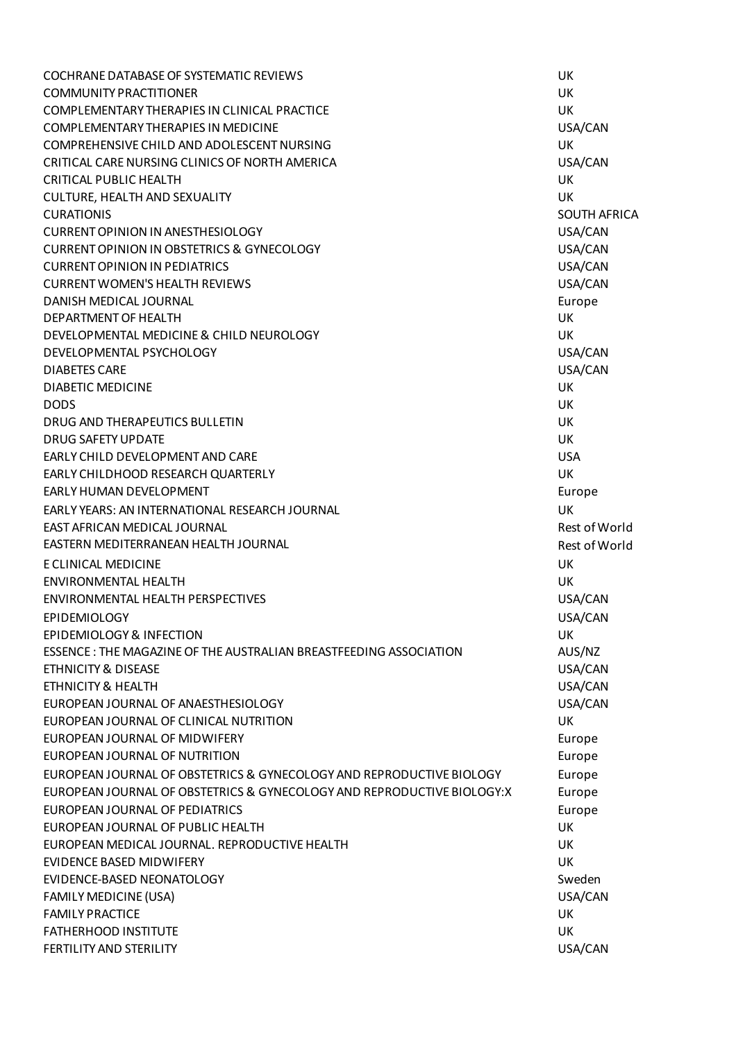| | |
|---|---|
| COCHRANE DATABASE OF SYSTEMATIC REVIEWS | UK |
| COMMUNITY PRACTITIONER | UK |
| COMPLEMENTARY THERAPIES IN CLINICAL PRACTICE | UK |
| COMPLEMENTARY THERAPIES IN MEDICINE | USA/CAN |
| COMPREHENSIVE CHILD AND ADOLESCENT NURSING | UK |
| CRITICAL CARE NURSING CLINICS OF NORTH AMERICA | USA/CAN |
| CRITICAL PUBLIC HEALTH | UK |
| CULTURE, HEALTH AND SEXUALITY | UK |
| CURATIONIS | SOUTH AFRICA |
| CURRENT OPINION IN ANESTHESIOLOGY | USA/CAN |
| CURRENT OPINION IN OBSTETRICS & GYNECOLOGY | USA/CAN |
| CURRENT OPINION IN PEDIATRICS | USA/CAN |
| CURRENT WOMEN'S HEALTH REVIEWS | USA/CAN |
| DANISH MEDICAL JOURNAL | Europe |
| DEPARTMENT OF HEALTH | UK |
| DEVELOPMENTAL MEDICINE & CHILD NEUROLOGY | UK |
| DEVELOPMENTAL PSYCHOLOGY | USA/CAN |
| DIABETES CARE | USA/CAN |
| DIABETIC MEDICINE | UK |
| DODS | UK |
| DRUG AND THERAPEUTICS BULLETIN | UK |
| DRUG SAFETY UPDATE | UK |
| EARLY CHILD DEVELOPMENT AND CARE | USA |
| EARLY CHILDHOOD RESEARCH QUARTERLY | UK |
| EARLY HUMAN DEVELOPMENT | Europe |
| EARLY YEARS: AN INTERNATIONAL RESEARCH JOURNAL | UK |
| EAST AFRICAN MEDICAL JOURNAL | Rest of World |
| EASTERN MEDITERRANEAN HEALTH JOURNAL | Rest of World |
| E CLINICAL MEDICINE | UK |
| ENVIRONMENTAL HEALTH | UK |
| ENVIRONMENTAL HEALTH PERSPECTIVES | USA/CAN |
| EPIDEMIOLOGY | USA/CAN |
| EPIDEMIOLOGY & INFECTION | UK |
| ESSENCE : THE MAGAZINE OF THE AUSTRALIAN BREASTFEEDING ASSOCIATION | AUS/NZ |
| ETHNICITY & DISEASE | USA/CAN |
| ETHNICITY & HEALTH | USA/CAN |
| EUROPEAN JOURNAL OF ANAESTHESIOLOGY | USA/CAN |
| EUROPEAN JOURNAL OF CLINICAL NUTRITION | UK |
| EUROPEAN JOURNAL OF MIDWIFERY | Europe |
| EUROPEAN JOURNAL OF NUTRITION | Europe |
| EUROPEAN JOURNAL OF OBSTETRICS & GYNECOLOGY AND REPRODUCTIVE BIOLOGY | Europe |
| EUROPEAN JOURNAL OF OBSTETRICS & GYNECOLOGY AND REPRODUCTIVE BIOLOGY:X | Europe |
| EUROPEAN JOURNAL OF PEDIATRICS | Europe |
| EUROPEAN JOURNAL OF PUBLIC HEALTH | UK |
| EUROPEAN MEDICAL JOURNAL. REPRODUCTIVE HEALTH | UK |
| EVIDENCE BASED MIDWIFERY | UK |
| EVIDENCE-BASED NEONATOLOGY | Sweden |
| FAMILY MEDICINE (USA) | USA/CAN |
| FAMILY PRACTICE | UK |
| FATHERHOOD INSTITUTE | UK |
| FERTILITY AND STERILITY | USA/CAN |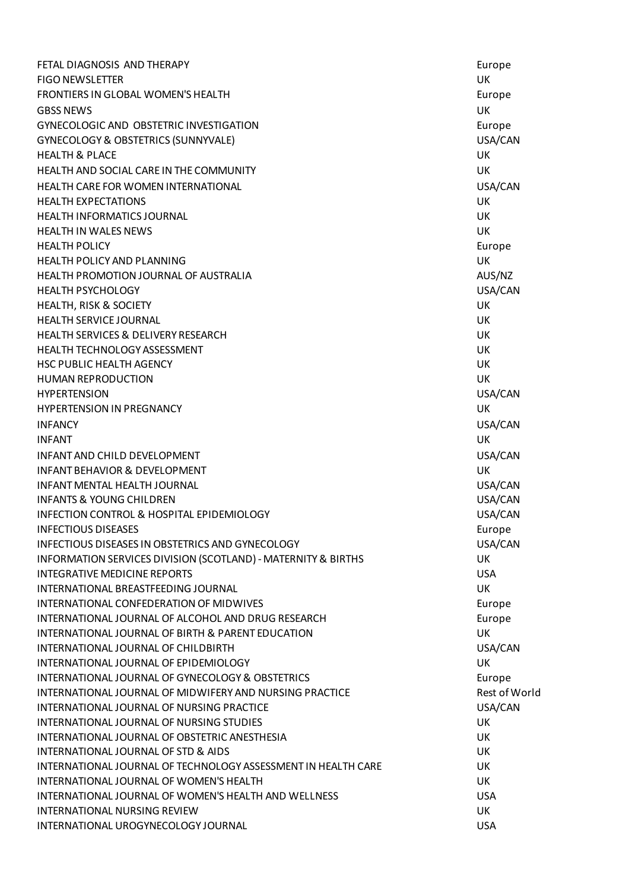| | |
|---|---|
| FETAL DIAGNOSIS AND THERAPY | Europe |
| FIGO NEWSLETTER | UK |
| FRONTIERS IN GLOBAL WOMEN'S HEALTH | Europe |
| GBSS NEWS | UK |
| GYNECOLOGIC AND OBSTETRIC INVESTIGATION | Europe |
| GYNECOLOGY & OBSTETRICS (SUNNYVALE) | USA/CAN |
| HEALTH & PLACE | UK |
| HEALTH AND SOCIAL CARE IN THE COMMUNITY | UK |
| HEALTH CARE FOR WOMEN INTERNATIONAL | USA/CAN |
| HEALTH EXPECTATIONS | UK |
| HEALTH INFORMATICS JOURNAL | UK |
| HEALTH IN WALES NEWS | UK |
| HEALTH POLICY | Europe |
| HEALTH POLICY AND PLANNING | UK |
| HEALTH PROMOTION JOURNAL OF AUSTRALIA | AUS/NZ |
| HEALTH PSYCHOLOGY | USA/CAN |
| HEALTH, RISK & SOCIETY | UK |
| HEALTH SERVICE JOURNAL | UK |
| HEALTH SERVICES & DELIVERY RESEARCH | UK |
| HEALTH TECHNOLOGY ASSESSMENT | UK |
| HSC PUBLIC HEALTH AGENCY | UK |
| HUMAN REPRODUCTION | UK |
| HYPERTENSION | USA/CAN |
| HYPERTENSION IN PREGNANCY | UK |
| INFANCY | USA/CAN |
| INFANT | UK |
| INFANT AND CHILD DEVELOPMENT | USA/CAN |
| INFANT BEHAVIOR & DEVELOPMENT | UK |
| INFANT MENTAL HEALTH JOURNAL | USA/CAN |
| INFANTS & YOUNG CHILDREN | USA/CAN |
| INFECTION CONTROL & HOSPITAL EPIDEMIOLOGY | USA/CAN |
| INFECTIOUS DISEASES | Europe |
| INFECTIOUS DISEASES IN OBSTETRICS AND GYNECOLOGY | USA/CAN |
| INFORMATION SERVICES DIVISION (SCOTLAND) - MATERNITY & BIRTHS | UK |
| INTEGRATIVE MEDICINE REPORTS | USA |
| INTERNATIONAL BREASTFEEDING JOURNAL | UK |
| INTERNATIONAL CONFEDERATION OF MIDWIVES | Europe |
| INTERNATIONAL JOURNAL OF ALCOHOL AND DRUG RESEARCH | Europe |
| INTERNATIONAL JOURNAL OF BIRTH & PARENT EDUCATION | UK |
| INTERNATIONAL JOURNAL OF CHILDBIRTH | USA/CAN |
| INTERNATIONAL JOURNAL OF EPIDEMIOLOGY | UK |
| INTERNATIONAL JOURNAL OF GYNECOLOGY & OBSTETRICS | Europe |
| INTERNATIONAL JOURNAL OF MIDWIFERY AND NURSING PRACTICE | Rest of World |
| INTERNATIONAL JOURNAL OF NURSING PRACTICE | USA/CAN |
| INTERNATIONAL JOURNAL OF NURSING STUDIES | UK |
| INTERNATIONAL JOURNAL OF OBSTETRIC ANESTHESIA | UK |
| INTERNATIONAL JOURNAL OF STD & AIDS | UK |
| INTERNATIONAL JOURNAL OF TECHNOLOGY ASSESSMENT IN HEALTH CARE | UK |
| INTERNATIONAL JOURNAL OF WOMEN'S HEALTH | UK |
| INTERNATIONAL JOURNAL OF WOMEN'S HEALTH AND WELLNESS | USA |
| INTERNATIONAL NURSING REVIEW | UK |
| INTERNATIONAL UROGYNECOLOGY JOURNAL | USA |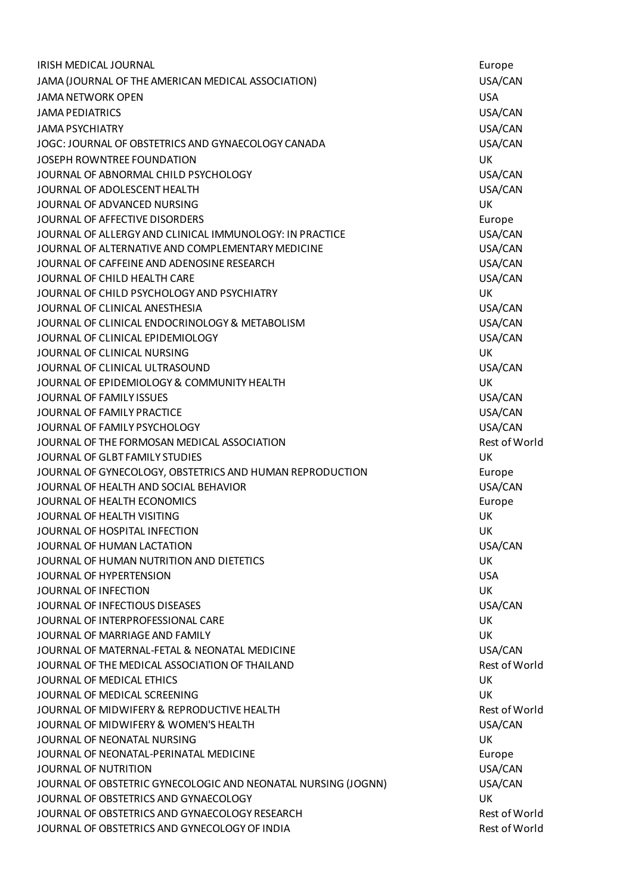| | |
|---|---|
| IRISH MEDICAL JOURNAL | Europe |
| JAMA (JOURNAL OF THE AMERICAN MEDICAL ASSOCIATION) | USA/CAN |
| JAMA NETWORK OPEN | USA |
| JAMA PEDIATRICS | USA/CAN |
| JAMA PSYCHIATRY | USA/CAN |
| JOGC: JOURNAL OF OBSTETRICS AND GYNAECOLOGY CANADA | USA/CAN |
| JOSEPH ROWNTREE FOUNDATION | UK |
| JOURNAL OF ABNORMAL CHILD PSYCHOLOGY | USA/CAN |
| JOURNAL OF ADOLESCENT HEALTH | USA/CAN |
| JOURNAL OF ADVANCED NURSING | UK |
| JOURNAL OF AFFECTIVE DISORDERS | Europe |
| JOURNAL OF ALLERGY AND CLINICAL IMMUNOLOGY: IN PRACTICE | USA/CAN |
| JOURNAL OF ALTERNATIVE AND COMPLEMENTARY MEDICINE | USA/CAN |
| JOURNAL OF CAFFEINE AND ADENOSINE RESEARCH | USA/CAN |
| JOURNAL OF CHILD HEALTH CARE | USA/CAN |
| JOURNAL OF CHILD PSYCHOLOGY AND PSYCHIATRY | UK |
| JOURNAL OF CLINICAL ANESTHESIA | USA/CAN |
| JOURNAL OF CLINICAL ENDOCRINOLOGY & METABOLISM | USA/CAN |
| JOURNAL OF CLINICAL EPIDEMIOLOGY | USA/CAN |
| JOURNAL OF CLINICAL NURSING | UK |
| JOURNAL OF CLINICAL ULTRASOUND | USA/CAN |
| JOURNAL OF EPIDEMIOLOGY & COMMUNITY HEALTH | UK |
| JOURNAL OF FAMILY ISSUES | USA/CAN |
| JOURNAL OF FAMILY PRACTICE | USA/CAN |
| JOURNAL OF FAMILY PSYCHOLOGY | USA/CAN |
| JOURNAL OF THE FORMOSAN MEDICAL ASSOCIATION | Rest of World |
| JOURNAL OF GLBT FAMILY STUDIES | UK |
| JOURNAL OF GYNECOLOGY, OBSTETRICS AND HUMAN REPRODUCTION | Europe |
| JOURNAL OF HEALTH AND SOCIAL BEHAVIOR | USA/CAN |
| JOURNAL OF HEALTH ECONOMICS | Europe |
| JOURNAL OF HEALTH VISITING | UK |
| JOURNAL OF HOSPITAL INFECTION | UK |
| JOURNAL OF HUMAN LACTATION | USA/CAN |
| JOURNAL OF HUMAN NUTRITION AND DIETETICS | UK |
| JOURNAL OF HYPERTENSION | USA |
| JOURNAL OF INFECTION | UK |
| JOURNAL OF INFECTIOUS DISEASES | USA/CAN |
| JOURNAL OF INTERPROFESSIONAL CARE | UK |
| JOURNAL OF MARRIAGE AND FAMILY | UK |
| JOURNAL OF MATERNAL-FETAL & NEONATAL MEDICINE | USA/CAN |
| JOURNAL OF THE MEDICAL ASSOCIATION OF THAILAND | Rest of World |
| JOURNAL OF MEDICAL ETHICS | UK |
| JOURNAL OF MEDICAL SCREENING | UK |
| JOURNAL OF MIDWIFERY & REPRODUCTIVE HEALTH | Rest of World |
| JOURNAL OF MIDWIFERY & WOMEN'S HEALTH | USA/CAN |
| JOURNAL OF NEONATAL NURSING | UK |
| JOURNAL OF NEONATAL-PERINATAL MEDICINE | Europe |
| JOURNAL OF NUTRITION | USA/CAN |
| JOURNAL OF OBSTETRIC GYNECOLOGIC AND NEONATAL NURSING (JOGNN) | USA/CAN |
| JOURNAL OF OBSTETRICS AND GYNAECOLOGY | UK |
| JOURNAL OF OBSTETRICS AND GYNAECOLOGY RESEARCH | Rest of World |
| JOURNAL OF OBSTETRICS AND GYNECOLOGY OF INDIA | Rest of World |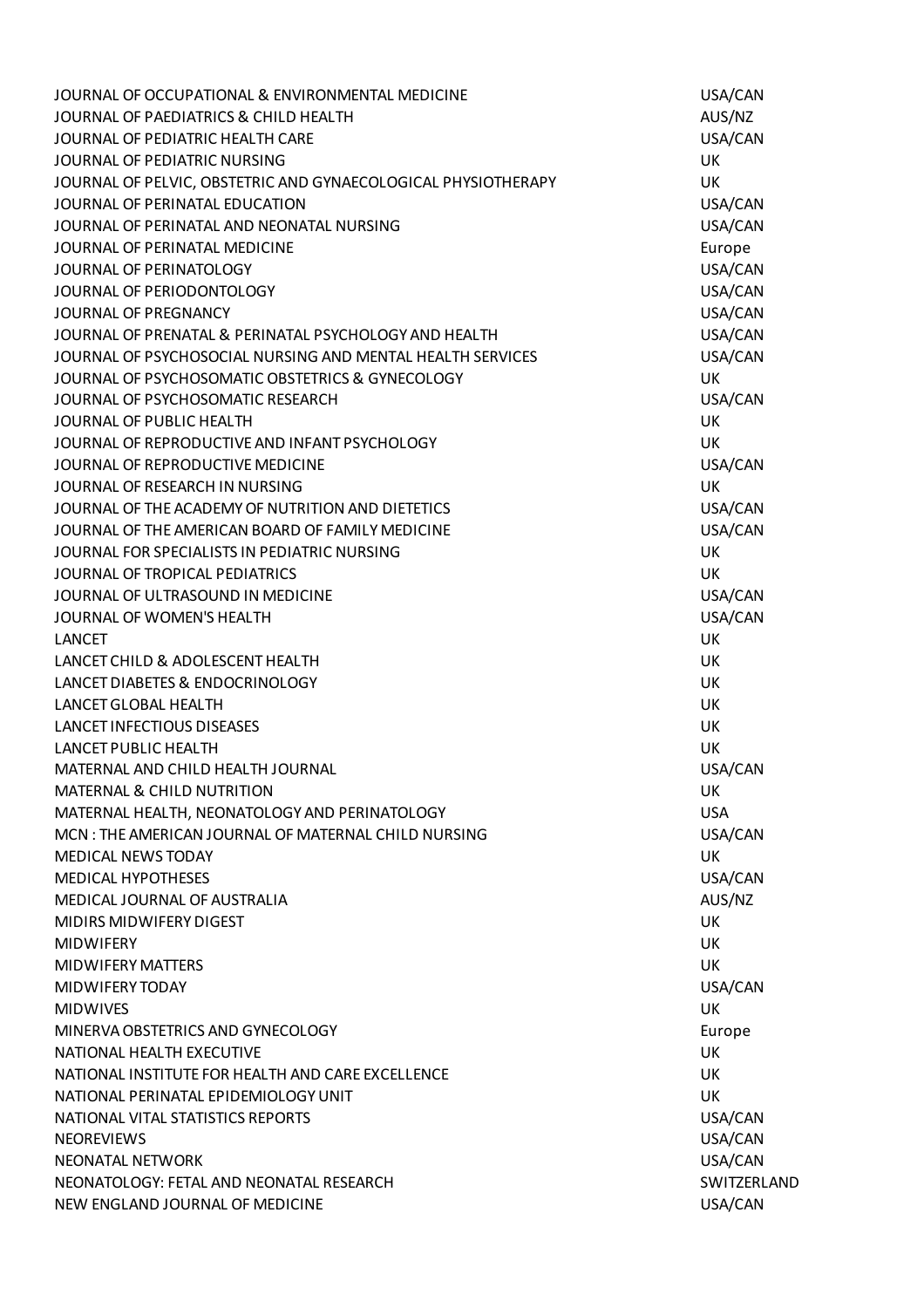| | |
|---|---|
| JOURNAL OF OCCUPATIONAL & ENVIRONMENTAL MEDICINE | USA/CAN |
| JOURNAL OF PAEDIATRICS & CHILD HEALTH | AUS/NZ |
| JOURNAL OF PEDIATRIC HEALTH CARE | USA/CAN |
| JOURNAL OF PEDIATRIC NURSING | UK |
| JOURNAL OF PELVIC, OBSTETRIC AND GYNAECOLOGICAL PHYSIOTHERAPY | UK |
| JOURNAL OF PERINATAL EDUCATION | USA/CAN |
| JOURNAL OF PERINATAL AND NEONATAL NURSING | USA/CAN |
| JOURNAL OF PERINATAL MEDICINE | Europe |
| JOURNAL OF PERINATOLOGY | USA/CAN |
| JOURNAL OF PERIODONTOLOGY | USA/CAN |
| JOURNAL OF PREGNANCY | USA/CAN |
| JOURNAL OF PRENATAL & PERINATAL PSYCHOLOGY AND HEALTH | USA/CAN |
| JOURNAL OF PSYCHOSOCIAL NURSING AND MENTAL HEALTH SERVICES | USA/CAN |
| JOURNAL OF PSYCHOSOMATIC OBSTETRICS & GYNECOLOGY | UK |
| JOURNAL OF PSYCHOSOMATIC RESEARCH | USA/CAN |
| JOURNAL OF PUBLIC HEALTH | UK |
| JOURNAL OF REPRODUCTIVE AND INFANT PSYCHOLOGY | UK |
| JOURNAL OF REPRODUCTIVE MEDICINE | USA/CAN |
| JOURNAL OF RESEARCH IN NURSING | UK |
| JOURNAL OF THE ACADEMY OF NUTRITION AND DIETETICS | USA/CAN |
| JOURNAL OF THE AMERICAN BOARD OF FAMILY MEDICINE | USA/CAN |
| JOURNAL FOR SPECIALISTS IN PEDIATRIC NURSING | UK |
| JOURNAL OF TROPICAL PEDIATRICS | UK |
| JOURNAL OF ULTRASOUND IN MEDICINE | USA/CAN |
| JOURNAL OF WOMEN'S HEALTH | USA/CAN |
| LANCET | UK |
| LANCET CHILD & ADOLESCENT HEALTH | UK |
| LANCET DIABETES & ENDOCRINOLOGY | UK |
| LANCET GLOBAL HEALTH | UK |
| LANCET INFECTIOUS DISEASES | UK |
| LANCET PUBLIC HEALTH | UK |
| MATERNAL AND CHILD HEALTH JOURNAL | USA/CAN |
| MATERNAL & CHILD NUTRITION | UK |
| MATERNAL HEALTH, NEONATOLOGY AND PERINATOLOGY | USA |
| MCN : THE AMERICAN JOURNAL OF MATERNAL CHILD NURSING | USA/CAN |
| MEDICAL NEWS TODAY | UK |
| MEDICAL HYPOTHESES | USA/CAN |
| MEDICAL JOURNAL OF AUSTRALIA | AUS/NZ |
| MIDIRS MIDWIFERY DIGEST | UK |
| MIDWIFERY | UK |
| MIDWIFERY MATTERS | UK |
| MIDWIFERY TODAY | USA/CAN |
| MIDWIVES | UK |
| MINERVA OBSTETRICS AND GYNECOLOGY | Europe |
| NATIONAL HEALTH EXECUTIVE | UK |
| NATIONAL INSTITUTE FOR HEALTH AND CARE EXCELLENCE | UK |
| NATIONAL PERINATAL EPIDEMIOLOGY UNIT | UK |
| NATIONAL VITAL STATISTICS REPORTS | USA/CAN |
| NEOREVIEWS | USA/CAN |
| NEONATAL NETWORK | USA/CAN |
| NEONATOLOGY: FETAL AND NEONATAL RESEARCH | SWITZERLAND |
| NEW ENGLAND JOURNAL OF MEDICINE | USA/CAN |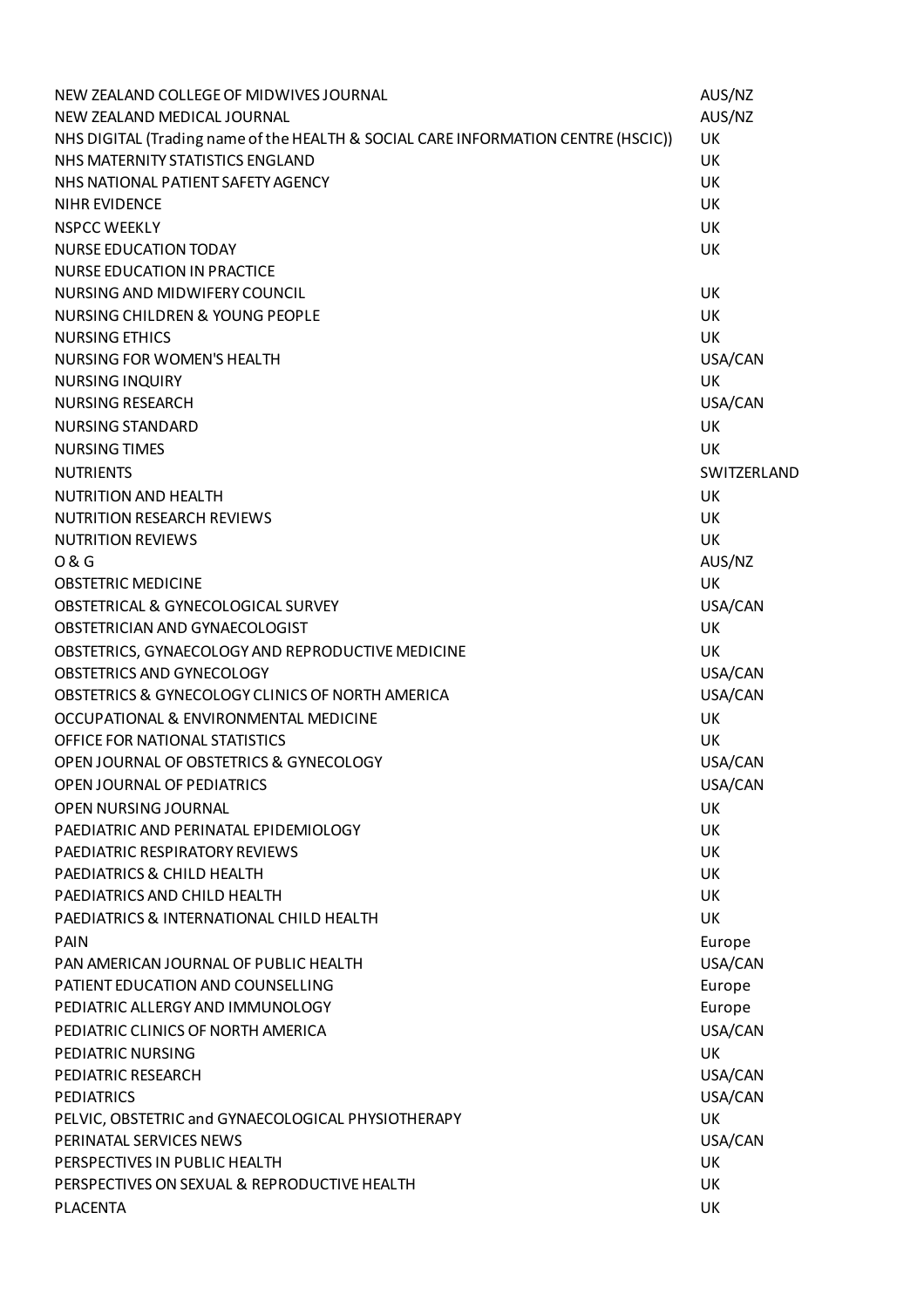| | |
|---|---|
| NEW ZEALAND COLLEGE OF MIDWIVES JOURNAL | AUS/NZ |
| NEW ZEALAND MEDICAL JOURNAL | AUS/NZ |
| NHS DIGITAL (Trading name of the HEALTH & SOCIAL CARE INFORMATION CENTRE (HSCIC)) | UK |
| NHS MATERNITY STATISTICS ENGLAND | UK |
| NHS NATIONAL PATIENT SAFETY AGENCY | UK |
| NIHR EVIDENCE | UK |
| NSPCC WEEKLY | UK |
| NURSE EDUCATION TODAY | UK |
| NURSE EDUCATION IN PRACTICE | |
| NURSING AND MIDWIFERY COUNCIL | UK |
| NURSING CHILDREN & YOUNG PEOPLE | UK |
| NURSING ETHICS | UK |
| NURSING FOR WOMEN'S HEALTH | USA/CAN |
| NURSING INQUIRY | UK |
| NURSING RESEARCH | USA/CAN |
| NURSING STANDARD | UK |
| NURSING TIMES | UK |
| NUTRIENTS | SWITZERLAND |
| NUTRITION AND HEALTH | UK |
| NUTRITION RESEARCH REVIEWS | UK |
| NUTRITION REVIEWS | UK |
| O & G | AUS/NZ |
| OBSTETRIC MEDICINE | UK |
| OBSTETRICAL & GYNECOLOGICAL SURVEY | USA/CAN |
| OBSTETRICIAN AND GYNAECOLOGIST | UK |
| OBSTETRICS, GYNAECOLOGY AND REPRODUCTIVE MEDICINE | UK |
| OBSTETRICS AND GYNECOLOGY | USA/CAN |
| OBSTETRICS & GYNECOLOGY CLINICS OF NORTH AMERICA | USA/CAN |
| OCCUPATIONAL & ENVIRONMENTAL MEDICINE | UK |
| OFFICE FOR NATIONAL STATISTICS | UK |
| OPEN JOURNAL OF OBSTETRICS & GYNECOLOGY | USA/CAN |
| OPEN JOURNAL OF PEDIATRICS | USA/CAN |
| OPEN NURSING JOURNAL | UK |
| PAEDIATRIC AND PERINATAL EPIDEMIOLOGY | UK |
| PAEDIATRIC RESPIRATORY REVIEWS | UK |
| PAEDIATRICS & CHILD HEALTH | UK |
| PAEDIATRICS AND CHILD HEALTH | UK |
| PAEDIATRICS & INTERNATIONAL CHILD HEALTH | UK |
| PAIN | Europe |
| PAN AMERICAN JOURNAL OF PUBLIC HEALTH | USA/CAN |
| PATIENT EDUCATION AND COUNSELLING | Europe |
| PEDIATRIC ALLERGY AND IMMUNOLOGY | Europe |
| PEDIATRIC CLINICS OF NORTH AMERICA | USA/CAN |
| PEDIATRIC NURSING | UK |
| PEDIATRIC RESEARCH | USA/CAN |
| PEDIATRICS | USA/CAN |
| PELVIC, OBSTETRIC and GYNAECOLOGICAL PHYSIOTHERAPY | UK |
| PERINATAL SERVICES NEWS | USA/CAN |
| PERSPECTIVES IN PUBLIC HEALTH | UK |
| PERSPECTIVES ON SEXUAL & REPRODUCTIVE HEALTH | UK |
| PLACENTA | UK |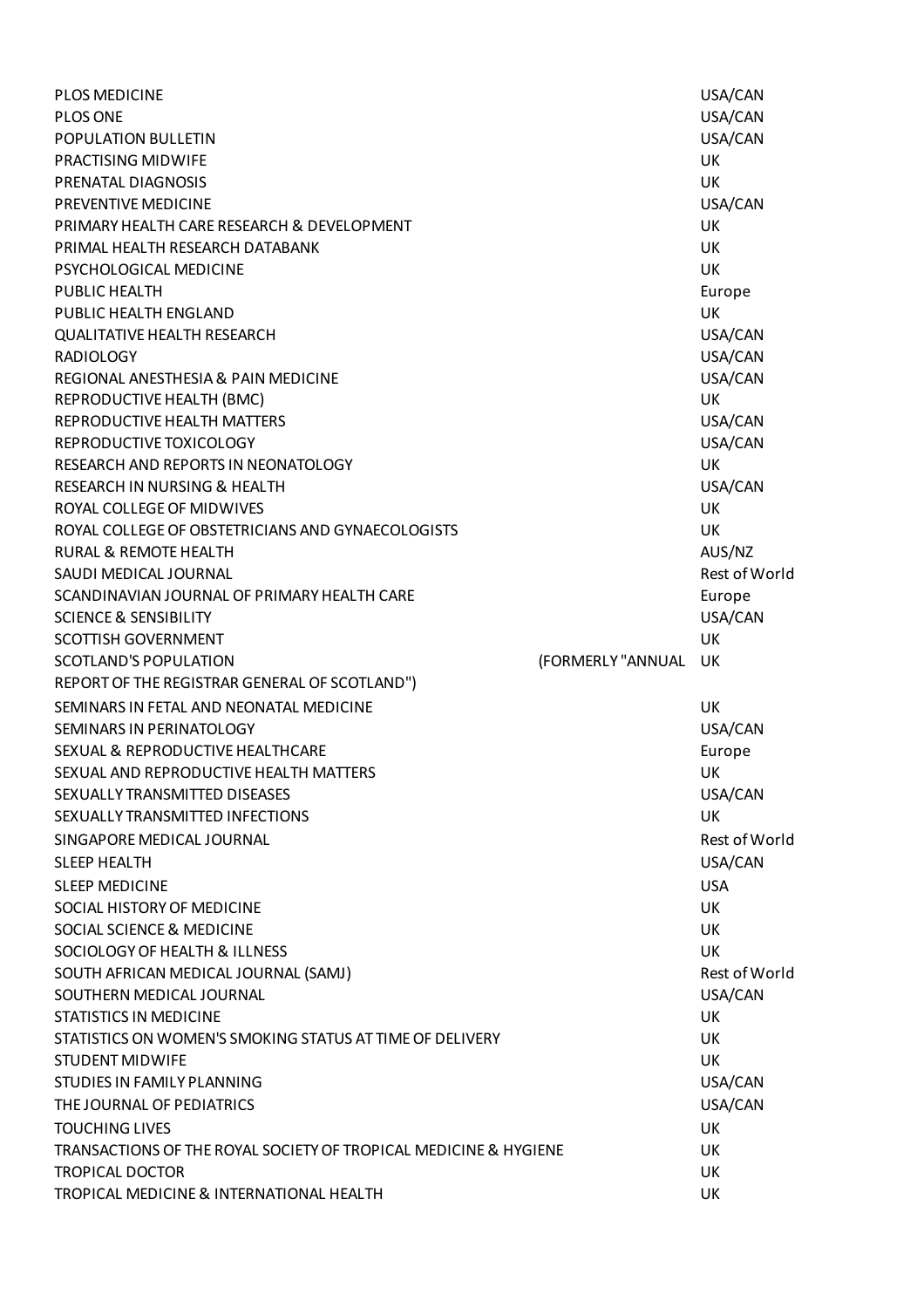| | | |
|---|---|---|
| PLOS MEDICINE | | USA/CAN |
| PLOS ONE | | USA/CAN |
| POPULATION BULLETIN | | USA/CAN |
| PRACTISING MIDWIFE | | UK |
| PRENATAL DIAGNOSIS | | UK |
| PREVENTIVE MEDICINE | | USA/CAN |
| PRIMARY HEALTH CARE RESEARCH & DEVELOPMENT | | UK |
| PRIMAL HEALTH RESEARCH DATABANK | | UK |
| PSYCHOLOGICAL MEDICINE | | UK |
| PUBLIC HEALTH | | Europe |
| PUBLIC HEALTH ENGLAND | | UK |
| QUALITATIVE HEALTH RESEARCH | | USA/CAN |
| RADIOLOGY | | USA/CAN |
| REGIONAL ANESTHESIA & PAIN MEDICINE | | USA/CAN |
| REPRODUCTIVE HEALTH (BMC) | | UK |
| REPRODUCTIVE HEALTH MATTERS | | USA/CAN |
| REPRODUCTIVE TOXICOLOGY | | USA/CAN |
| RESEARCH AND REPORTS IN NEONATOLOGY | | UK |
| RESEARCH IN NURSING & HEALTH | | USA/CAN |
| ROYAL COLLEGE OF MIDWIVES | | UK |
| ROYAL COLLEGE OF OBSTETRICIANS AND GYNAECOLOGISTS | | UK |
| RURAL & REMOTE HEALTH | | AUS/NZ |
| SAUDI MEDICAL JOURNAL | | Rest of World |
| SCANDINAVIAN JOURNAL OF PRIMARY HEALTH CARE | | Europe |
| SCIENCE & SENSIBILITY | | USA/CAN |
| SCOTTISH GOVERNMENT | | UK |
| SCOTLAND'S POPULATION REPORT OF THE REGISTRAR GENERAL OF SCOTLAND") | (FORMERLY "ANNUAL | UK |
| SEMINARS IN FETAL AND NEONATAL MEDICINE | | UK |
| SEMINARS IN PERINATOLOGY | | USA/CAN |
| SEXUAL & REPRODUCTIVE HEALTHCARE | | Europe |
| SEXUAL AND REPRODUCTIVE HEALTH MATTERS | | UK |
| SEXUALLY TRANSMITTED DISEASES | | USA/CAN |
| SEXUALLY TRANSMITTED INFECTIONS | | UK |
| SINGAPORE MEDICAL JOURNAL | | Rest of World |
| SLEEP HEALTH | | USA/CAN |
| SLEEP MEDICINE | | USA |
| SOCIAL HISTORY OF MEDICINE | | UK |
| SOCIAL SCIENCE & MEDICINE | | UK |
| SOCIOLOGY OF HEALTH & ILLNESS | | UK |
| SOUTH AFRICAN MEDICAL JOURNAL (SAMJ) | | Rest of World |
| SOUTHERN MEDICAL JOURNAL | | USA/CAN |
| STATISTICS IN MEDICINE | | UK |
| STATISTICS ON WOMEN'S SMOKING STATUS AT TIME OF DELIVERY | | UK |
| STUDENT MIDWIFE | | UK |
| STUDIES IN FAMILY PLANNING | | USA/CAN |
| THE JOURNAL OF PEDIATRICS | | USA/CAN |
| TOUCHING LIVES | | UK |
| TRANSACTIONS OF THE ROYAL SOCIETY OF TROPICAL MEDICINE & HYGIENE | | UK |
| TROPICAL DOCTOR | | UK |
| TROPICAL MEDICINE & INTERNATIONAL HEALTH | | UK |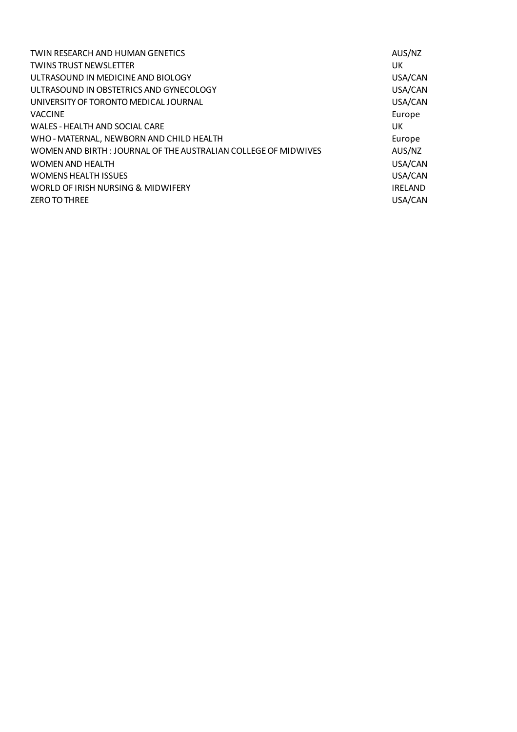| | |
|---|---|
| TWIN RESEARCH AND HUMAN GENETICS | AUS/NZ |
| TWINS TRUST NEWSLETTER | UK |
| ULTRASOUND IN MEDICINE AND BIOLOGY | USA/CAN |
| ULTRASOUND IN OBSTETRICS AND GYNECOLOGY | USA/CAN |
| UNIVERSITY OF TORONTO MEDICAL JOURNAL | USA/CAN |
| VACCINE | Europe |
| WALES - HEALTH AND SOCIAL CARE | UK |
| WHO - MATERNAL, NEWBORN AND CHILD HEALTH | Europe |
| WOMEN AND BIRTH : JOURNAL OF THE AUSTRALIAN COLLEGE OF MIDWIVES | AUS/NZ |
| WOMEN AND HEALTH | USA/CAN |
| WOMENS HEALTH ISSUES | USA/CAN |
| WORLD OF IRISH NURSING & MIDWIFERY | IRELAND |
| ZERO TO THREE | USA/CAN |